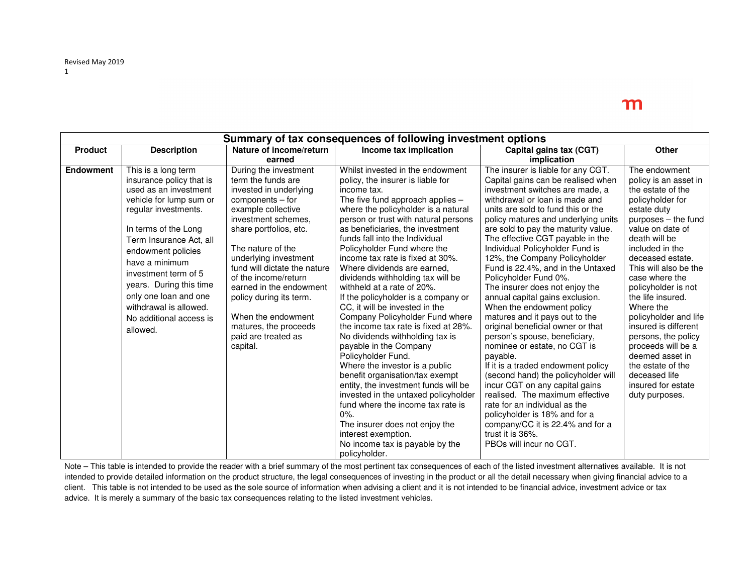Revised May 2019

| Summary of tax consequences of following investment options | | | | | |
|---|---|---|---|---|---|
| **Product** | **Description** | **Nature of income/return earned** | **Income tax implication** | **Capital gains tax (CGT) implication** | **Other** |
| **Endowment** | This is a long term insurance policy that is used as an investment vehicle for lump sum or regular investments.<br><br>In terms of the Long Term Insurance Act, all endowment policies have a minimum investment term of 5 years. During this time only one loan and one withdrawal is allowed. No additional access is allowed. | During the investment term the funds are invested in underlying components – for example collective investment schemes, share portfolios, etc.<br><br>The nature of the underlying investment fund will dictate the nature of the income/return earned in the endowment policy during its term.<br><br>When the endowment matures, the proceeds paid are treated as capital. | Whilst invested in the endowment policy, the insurer is liable for income tax.<br>The five fund approach applies – where the policyholder is a natural person or trust with natural persons as beneficiaries, the investment funds fall into the Individual Policyholder Fund where the income tax rate is fixed at 30%. Where dividends are earned, dividends withholding tax will be withheld at a rate of 20%.<br>If the policyholder is a company or CC, it will be invested in the Company Policyholder Fund where the income tax rate is fixed at 28%. No dividends withholding tax is payable in the Company Policyholder Fund.<br>Where the investor is a public benefit organisation/tax exempt entity, the investment funds will be invested in the untaxed policyholder fund where the income tax rate is 0%.<br>The insurer does not enjoy the interest exemption.<br>No income tax is payable by the policyholder. | The insurer is liable for any CGT. Capital gains can be realised when investment switches are made, a withdrawal or loan is made and units are sold to fund this or the policy matures and underlying units are sold to pay the maturity value. The effective CGT payable in the Individual Policyholder Fund is 12%, the Company Policyholder Fund is 22.4%, and in the Untaxed Policyholder Fund 0%.<br>The insurer does not enjoy the annual capital gains exclusion.<br>When the endowment policy matures and it pays out to the original beneficial owner or that person's spouse, beneficiary, nominee or estate, no CGT is payable.<br>If it is a traded endowment policy (second hand) the policyholder will incur CGT on any capital gains realised. The maximum effective rate for an individual as the policyholder is 18% and for a company/CC it is 22.4% and for a trust it is 36%.<br>PBOs will incur no CGT. | The endowment policy is an asset in the estate of the policyholder for estate duty purposes – the fund value on date of death will be included in the deceased estate. This will also be the case where the policyholder is not the life insured. Where the policyholder and life insured is different persons, the policy proceeds will be a deemed asset in the estate of the deceased life insured for estate duty purposes. |

Note – This table is intended to provide the reader with a brief summary of the most pertinent tax consequences of each of the listed investment alternatives available. It is not intended to provide detailed information on the product structure, the legal consequences of investing in the product or all the detail necessary when giving financial advice to a client. This table is not intended to be used as the sole source of information when advising a client and it is not intended to be financial advice, investment advice or tax advice. It is merely a summary of the basic tax consequences relating to the listed investment vehicles.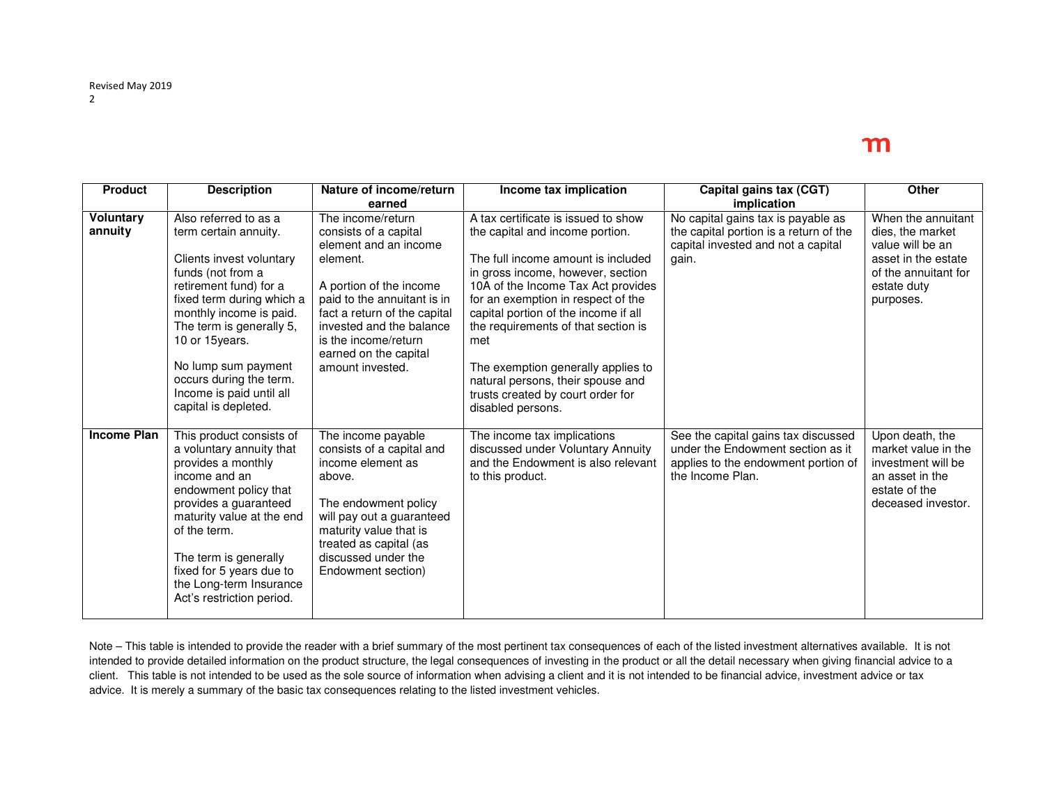| Product | Description | Nature of income/return earned | Income tax implication | Capital gains tax (CGT) implication | Other |
|---|---|---|---|---|---|
| **Voluntary annuity** | Also referred to as a term certain annuity.<br><br>Clients invest voluntary funds (not from a retirement fund) for a fixed term during which a monthly income is paid. The term is generally 5, 10 or 15years.<br><br>No lump sum payment occurs during the term. Income is paid until all capital is depleted. | The income/return consists of a capital element and an income element.<br><br>A portion of the income paid to the annuitant is in fact a return of the capital invested and the balance is the income/return earned on the capital amount invested. | A tax certificate is issued to show the capital and income portion.<br><br>The full income amount is included in gross income, however, section 10A of the Income Tax Act provides for an exemption in respect of the capital portion of the income if all the requirements of that section is met<br><br>The exemption generally applies to natural persons, their spouse and trusts created by court order for disabled persons. | No capital gains tax is payable as the capital portion is a return of the capital invested and not a capital gain. | When the annuitant dies, the market value will be an asset in the estate of the annuitant for estate duty purposes. |
| **Income Plan** | This product consists of a voluntary annuity that provides a monthly income and an endowment policy that provides a guaranteed maturity value at the end of the term.<br><br>The term is generally fixed for 5 years due to the Long-term Insurance Act's restriction period. | The income payable consists of a capital and income element as above.<br><br>The endowment policy will pay out a guaranteed maturity value that is treated as capital (as discussed under the Endowment section) | The income tax implications discussed under Voluntary Annuity and the Endowment is also relevant to this product. | See the capital gains tax discussed under the Endowment section as it applies to the endowment portion of the Income Plan. | Upon death, the market value in the investment will be an asset in the estate of the deceased investor. |

Note – This table is intended to provide the reader with a brief summary of the most pertinent tax consequences of each of the listed investment alternatives available. It is not intended to provide detailed information on the product structure, the legal consequences of investing in the product or all the detail necessary when giving financial advice to a client. This table is not intended to be used as the sole source of information when advising a client and it is not intended to be financial advice, investment advice or tax advice. It is merely a summary of the basic tax consequences relating to the listed investment vehicles.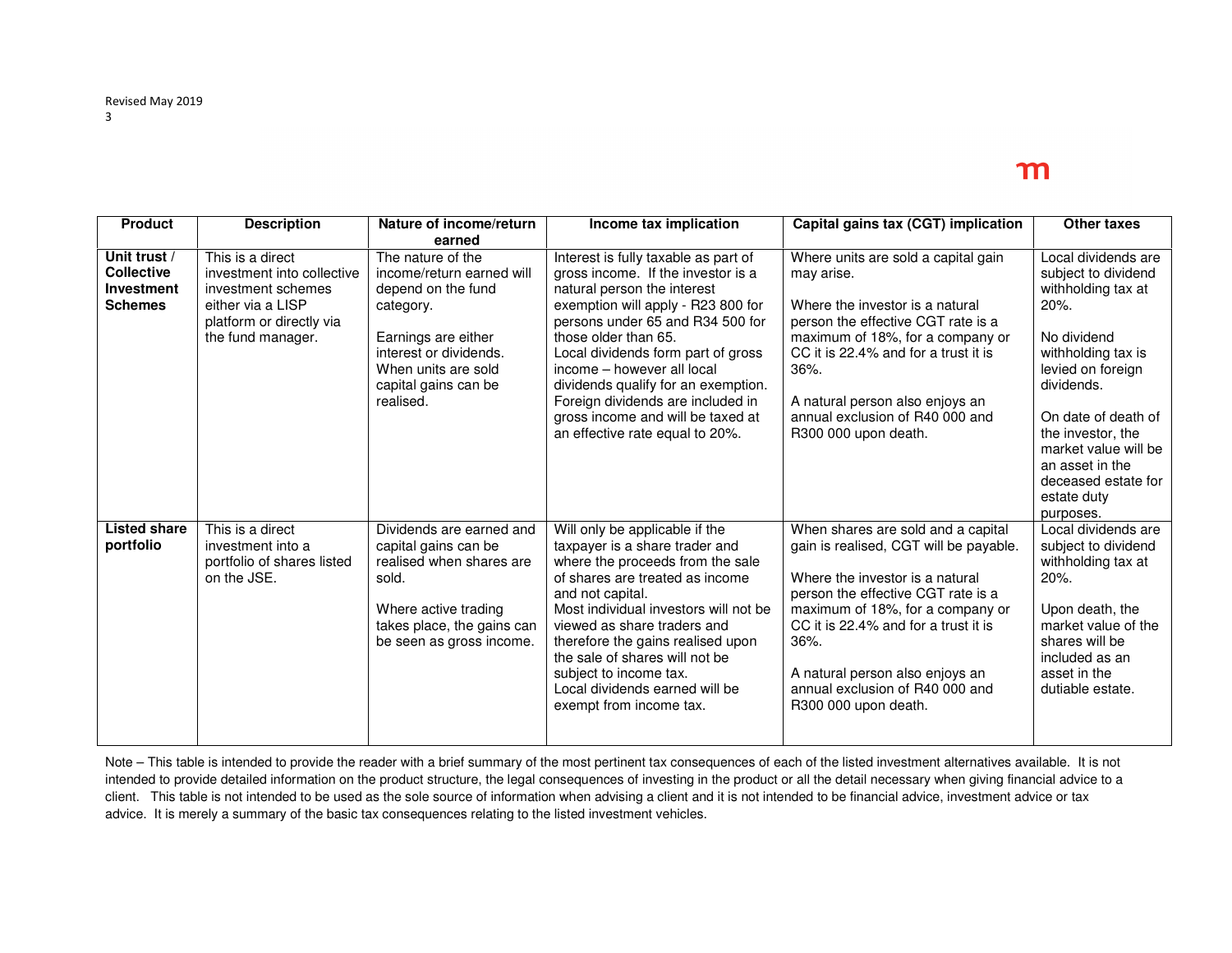| Product | Description | Nature of income/return earned | Income tax implication | Capital gains tax (CGT) implication | Other taxes |
|---|---|---|---|---|---|
| **Unit trust / Collective Investment Schemes** | This is a direct investment into collective investment schemes either via a LISP platform or directly via the fund manager. | The nature of the income/return earned will depend on the fund category.<br><br>Earnings are either interest or dividends. When units are sold capital gains can be realised. | Interest is fully taxable as part of gross income. If the investor is a natural person the interest exemption will apply - R23 800 for persons under 65 and R34 500 for those older than 65.<br>Local dividends form part of gross income – however all local dividends qualify for an exemption.<br>Foreign dividends are included in gross income and will be taxed at an effective rate equal to 20%. | Where units are sold a capital gain may arise.<br><br>Where the investor is a natural person the effective CGT rate is a maximum of 18%, for a company or CC it is 22.4% and for a trust it is 36%.<br><br>A natural person also enjoys an annual exclusion of R40 000 and R300 000 upon death. | Local dividends are subject to dividend withholding tax at 20%.<br><br>No dividend withholding tax is levied on foreign dividends.<br><br>On date of death of the investor, the market value will be an asset in the deceased estate for estate duty purposes. |
| **Listed share portfolio** | This is a direct investment into a portfolio of shares listed on the JSE. | Dividends are earned and capital gains can be realised when shares are sold.<br><br>Where active trading takes place, the gains can be seen as gross income. | Will only be applicable if the taxpayer is a share trader and where the proceeds from the sale of shares are treated as income and not capital.<br>Most individual investors will not be viewed as share traders and therefore the gains realised upon the sale of shares will not be subject to income tax.<br>Local dividends earned will be exempt from income tax. | When shares are sold and a capital gain is realised, CGT will be payable.<br><br>Where the investor is a natural person the effective CGT rate is a maximum of 18%, for a company or CC it is 22.4% and for a trust it is 36%.<br><br>A natural person also enjoys an annual exclusion of R40 000 and R300 000 upon death. | Local dividends are subject to dividend withholding tax at 20%.<br><br>Upon death, the market value of the shares will be included as an asset in the dutiable estate. |

Note – This table is intended to provide the reader with a brief summary of the most pertinent tax consequences of each of the listed investment alternatives available. It is not intended to provide detailed information on the product structure, the legal consequences of investing in the product or all the detail necessary when giving financial advice to a client. This table is not intended to be used as the sole source of information when advising a client and it is not intended to be financial advice, investment advice or tax advice. It is merely a summary of the basic tax consequences relating to the listed investment vehicles.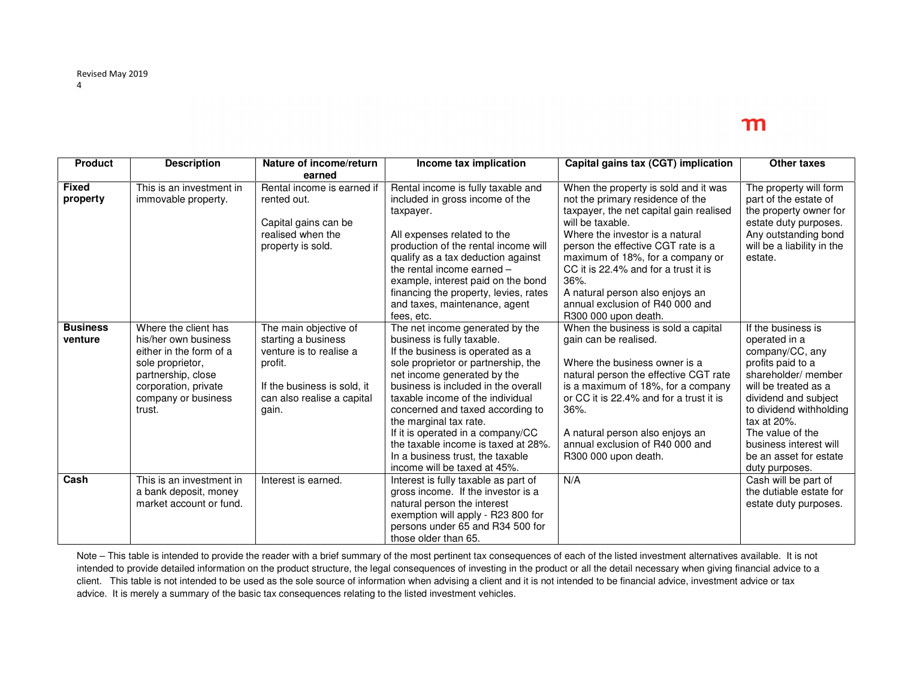| Product | Description | Nature of income/return earned | Income tax implication | Capital gains tax (CGT) implication | Other taxes |
|---|---|---|---|---|---|
| **Fixed property** | This is an investment in immovable property. | Rental income is earned if rented out.<br><br>Capital gains can be realised when the property is sold. | Rental income is fully taxable and included in gross income of the taxpayer.<br><br>All expenses related to the production of the rental income will qualify as a tax deduction against the rental income earned – example, interest paid on the bond financing the property, levies, rates and taxes, maintenance, agent fees, etc. | When the property is sold and it was not the primary residence of the taxpayer, the net capital gain realised will be taxable.<br>Where the investor is a natural person the effective CGT rate is a maximum of 18%, for a company or CC it is 22.4% and for a trust it is 36%.<br>A natural person also enjoys an annual exclusion of R40 000 and R300 000 upon death. | The property will form part of the estate of the property owner for estate duty purposes. Any outstanding bond will be a liability in the estate. |
| **Business venture** | Where the client has his/her own business either in the form of a sole proprietor, partnership, close corporation, private company or business trust. | The main objective of starting a business venture is to realise a profit.<br><br>If the business is sold, it can also realise a capital gain. | The net income generated by the business is fully taxable.<br>If the business is operated as a sole proprietor or partnership, the net income generated by the business is included in the overall taxable income of the individual concerned and taxed according to the marginal tax rate.<br>If it is operated in a company/CC the taxable income is taxed at 28%.<br>In a business trust, the taxable income will be taxed at 45%. | When the business is sold a capital gain can be realised.<br><br>Where the business owner is a natural person the effective CGT rate is a maximum of 18%, for a company or CC it is 22.4% and for a trust it is 36%.<br><br>A natural person also enjoys an annual exclusion of R40 000 and R300 000 upon death. | If the business is operated in a company/CC, any profits paid to a shareholder/ member will be treated as a dividend and subject to dividend withholding tax at 20%.<br>The value of the business interest will be an asset for estate duty purposes. |
| **Cash** | This is an investment in a bank deposit, money market account or fund. | Interest is earned. | Interest is fully taxable as part of gross income. If the investor is a natural person the interest exemption will apply - R23 800 for persons under 65 and R34 500 for those older than 65. | N/A | Cash will be part of the dutiable estate for estate duty purposes. |

Note – This table is intended to provide the reader with a brief summary of the most pertinent tax consequences of each of the listed investment alternatives available. It is not intended to provide detailed information on the product structure, the legal consequences of investing in the product or all the detail necessary when giving financial advice to a client. This table is not intended to be used as the sole source of information when advising a client and it is not intended to be financial advice, investment advice or tax advice. It is merely a summary of the basic tax consequences relating to the listed investment vehicles.